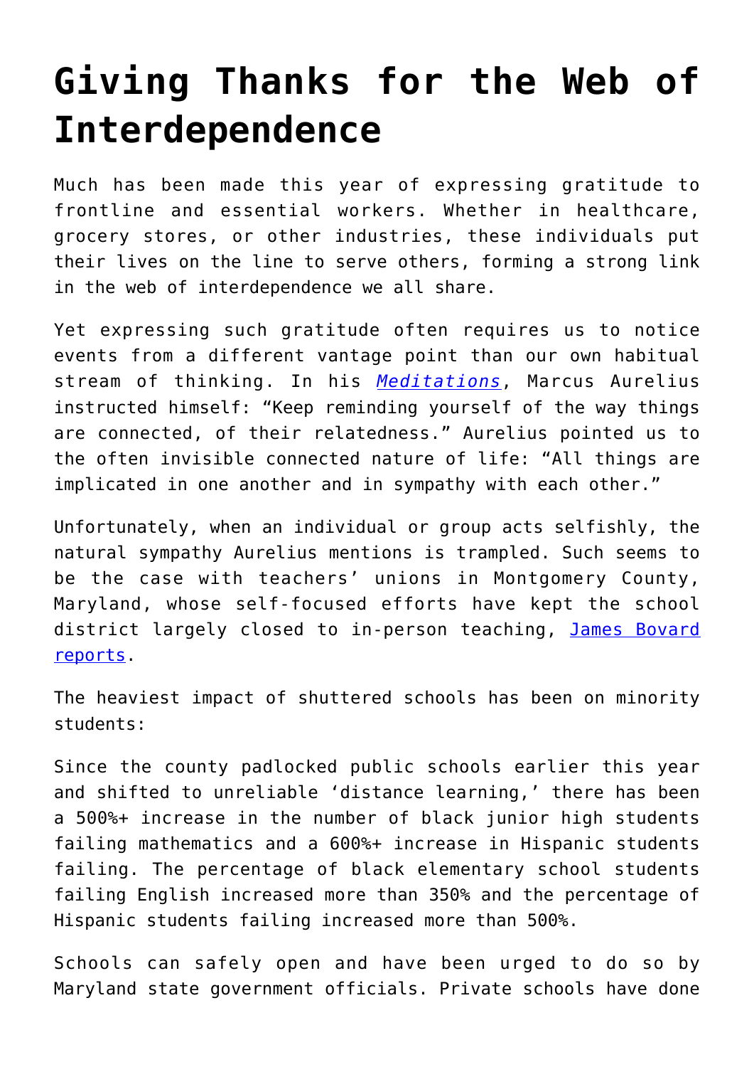# Giving Thanks for the Web of Interdependence

Much has been made this year of expressing gratitude to frontline and essential workers. Whether in healthcare, grocery stores, or other industries, these individuals put their lives on the line to serve others, forming a strong link in the web of interdependence we all share.

Yet expressing such gratitude often requires us to notice events from a different vantage point than our own habitual stream of thinking. In his *Meditations*, Marcus Aurelius instructed himself: "Keep reminding yourself of the way things are connected, of their relatedness." Aurelius pointed us to the often invisible connected nature of life: "All things are implicated in one another and in sympathy with each other."

Unfortunately, when an individual or group acts selfishly, the natural sympathy Aurelius mentions is trampled. Such seems to be the case with teachers' unions in Montgomery County, Maryland, whose self-focused efforts have kept the school district largely closed to in-person teaching, James Bovard reports.

The heaviest impact of shuttered schools has been on minority students:

Since the county padlocked public schools earlier this year and shifted to unreliable 'distance learning,' there has been a 500%+ increase in the number of black junior high students failing mathematics and a 600%+ increase in Hispanic students failing. The percentage of black elementary school students failing English increased more than 350% and the percentage of Hispanic students failing increased more than 500%.

Schools can safely open and have been urged to do so by Maryland state government officials. Private schools have done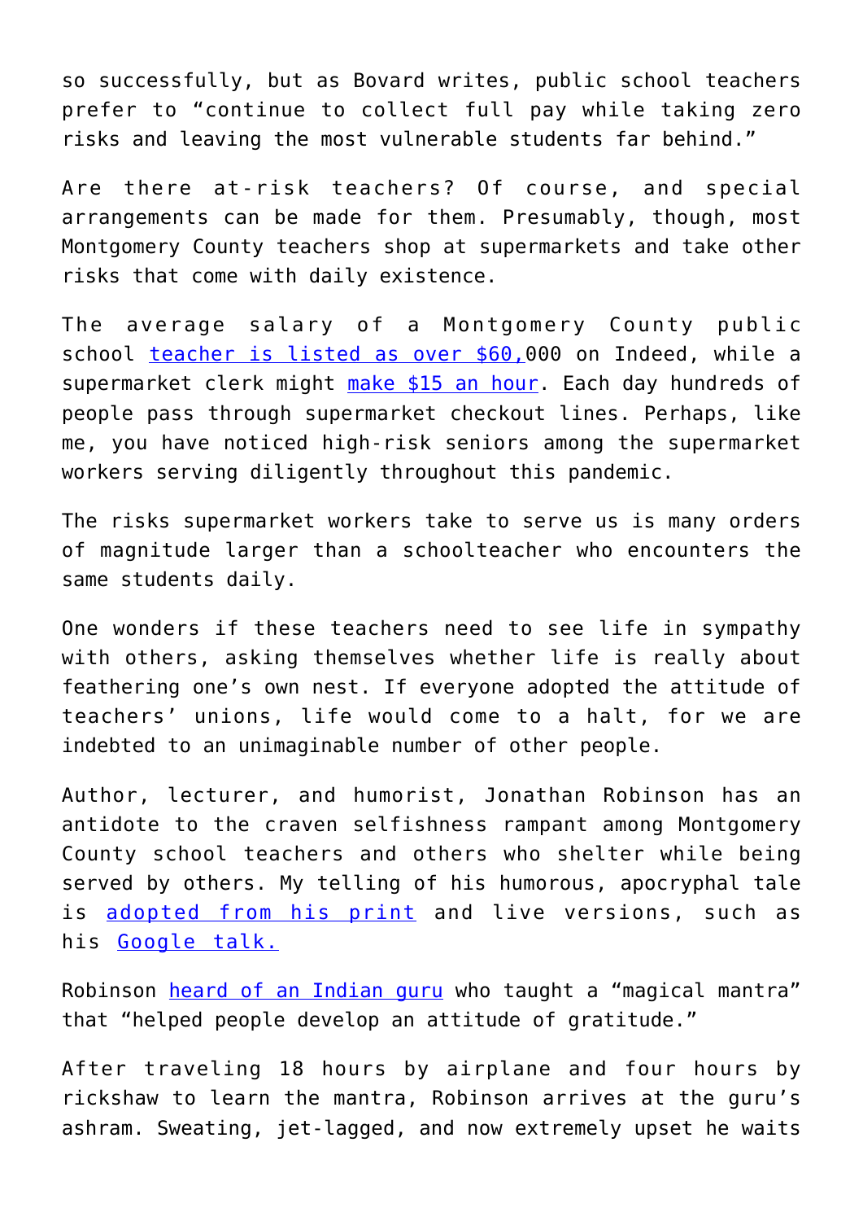so successfully, but as Bovard writes, public school teachers prefer to "continue to collect full pay while taking zero risks and leaving the most vulnerable students far behind."

Are there at-risk teachers? Of course, and special arrangements can be made for them. Presumably, though, most Montgomery County teachers shop at supermarkets and take other risks that come with daily existence.

The average salary of a Montgomery County public school teacher is listed as over $60,000 on Indeed, while a supermarket clerk might make $15 an hour. Each day hundreds of people pass through supermarket checkout lines. Perhaps, like me, you have noticed high-risk seniors among the supermarket workers serving diligently throughout this pandemic.

The risks supermarket workers take to serve us is many orders of magnitude larger than a schoolteacher who encounters the same students daily.

One wonders if these teachers need to see life in sympathy with others, asking themselves whether life is really about feathering one's own nest. If everyone adopted the attitude of teachers' unions, life would come to a halt, for we are indebted to an unimaginable number of other people.

Author, lecturer, and humorist, Jonathan Robinson has an antidote to the craven selfishness rampant among Montgomery County school teachers and others who shelter while being served by others. My telling of his humorous, apocryphal tale is adopted from his print and live versions, such as his Google talk.

Robinson heard of an Indian guru who taught a "magical mantra" that "helped people develop an attitude of gratitude."

After traveling 18 hours by airplane and four hours by rickshaw to learn the mantra, Robinson arrives at the guru's ashram. Sweating, jet-lagged, and now extremely upset he waits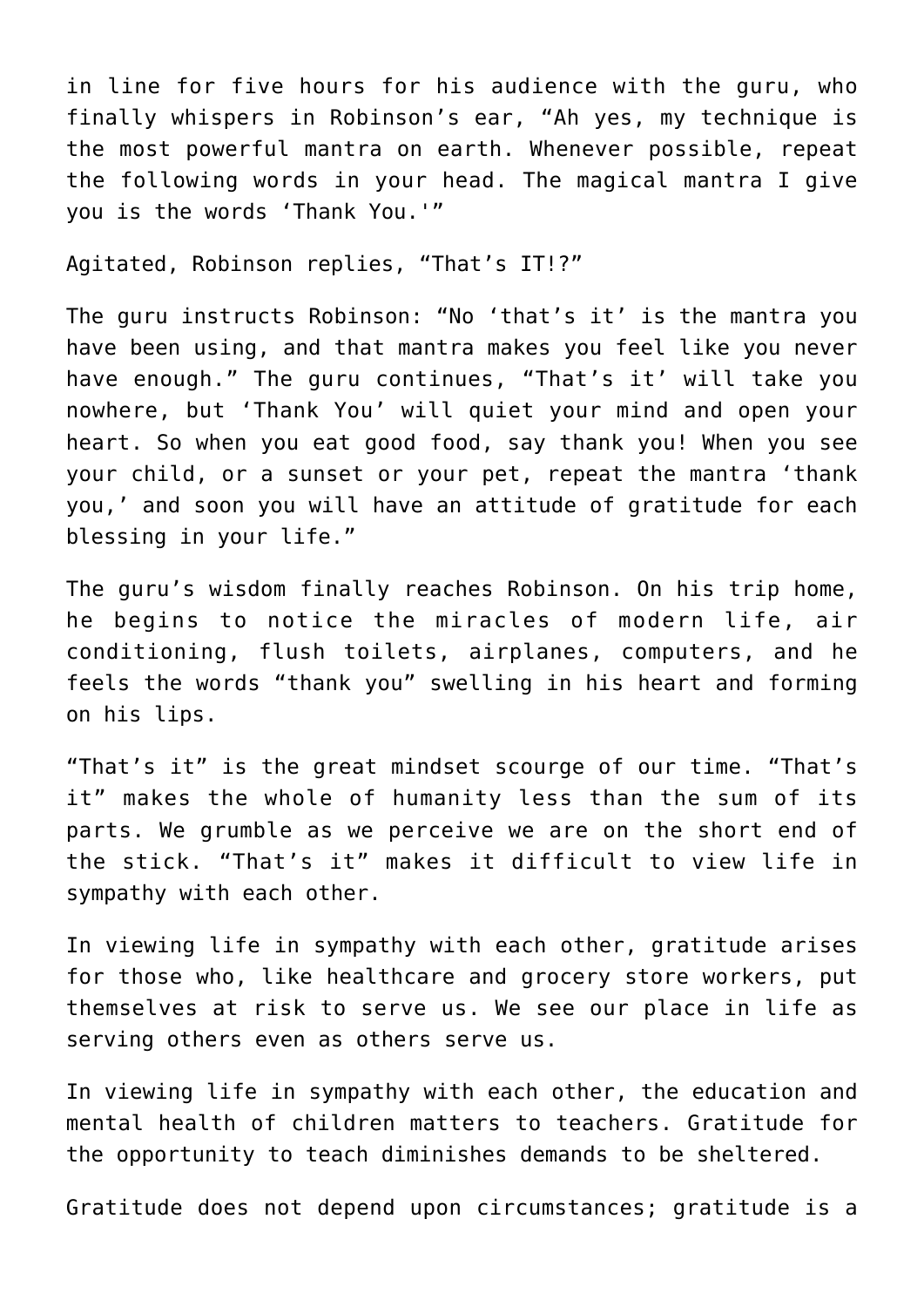in line for five hours for his audience with the guru, who finally whispers in Robinson's ear, "Ah yes, my technique is the most powerful mantra on earth. Whenever possible, repeat the following words in your head. The magical mantra I give you is the words 'Thank You.'"

Agitated, Robinson replies, "That's IT!?"

The guru instructs Robinson: "No 'that's it' is the mantra you have been using, and that mantra makes you feel like you never have enough." The guru continues, "That's it' will take you nowhere, but 'Thank You' will quiet your mind and open your heart. So when you eat good food, say thank you! When you see your child, or a sunset or your pet, repeat the mantra 'thank you,' and soon you will have an attitude of gratitude for each blessing in your life."

The guru's wisdom finally reaches Robinson. On his trip home, he begins to notice the miracles of modern life, air conditioning, flush toilets, airplanes, computers, and he feels the words "thank you" swelling in his heart and forming on his lips.

"That's it" is the great mindset scourge of our time. "That's it" makes the whole of humanity less than the sum of its parts. We grumble as we perceive we are on the short end of the stick. "That's it" makes it difficult to view life in sympathy with each other.

In viewing life in sympathy with each other, gratitude arises for those who, like healthcare and grocery store workers, put themselves at risk to serve us. We see our place in life as serving others even as others serve us.

In viewing life in sympathy with each other, the education and mental health of children matters to teachers. Gratitude for the opportunity to teach diminishes demands to be sheltered.

Gratitude does not depend upon circumstances; gratitude is a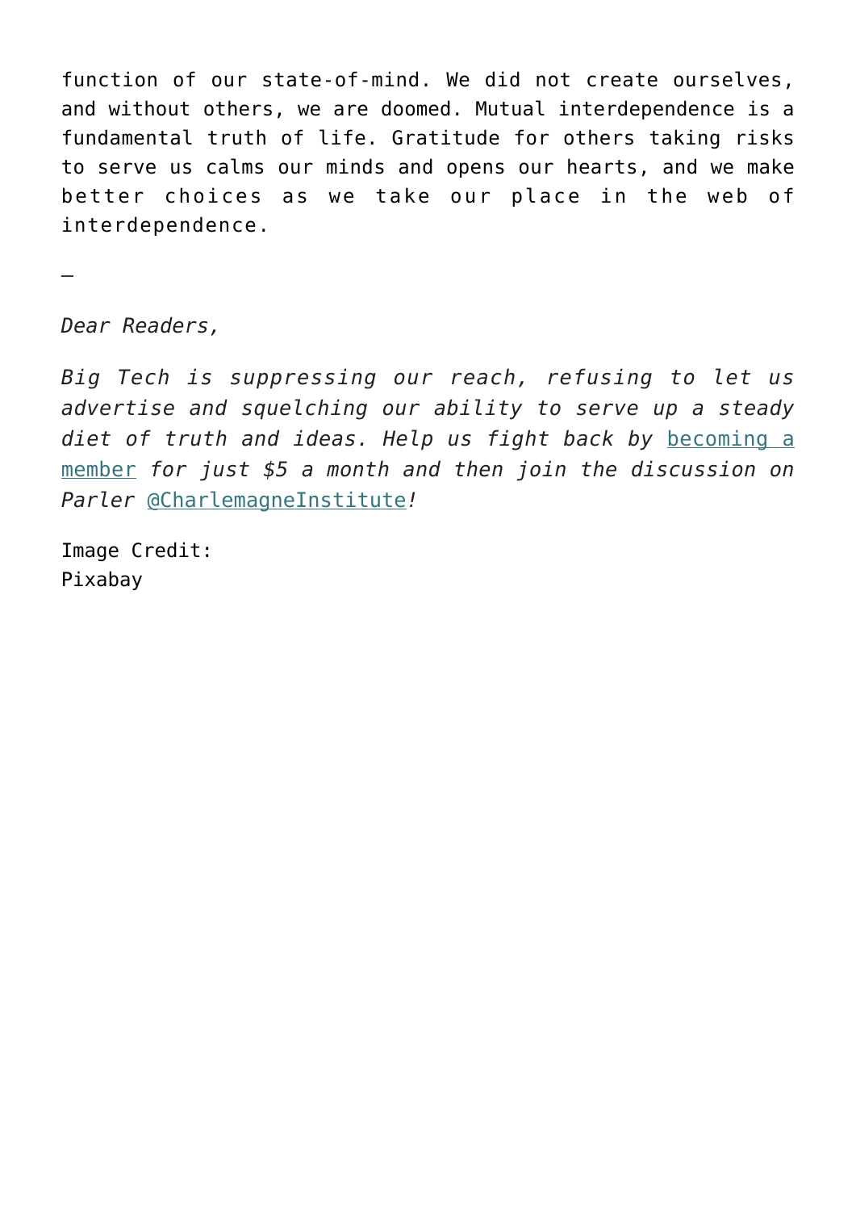function of our state-of-mind. We did not create ourselves, and without others, we are doomed. Mutual interdependence is a fundamental truth of life. Gratitude for others taking risks to serve us calms our minds and opens our hearts, and we make better choices as we take our place in the web of interdependence.

—

*Dear Readers,*

*Big Tech is suppressing our reach, refusing to let us advertise and squelching our ability to serve up a steady diet of truth and ideas. Help us fight back by* becoming a member *for just $5 a month and then join the discussion on Parler* @CharlemagneInstitute*!*

Image Credit:
Pixabay